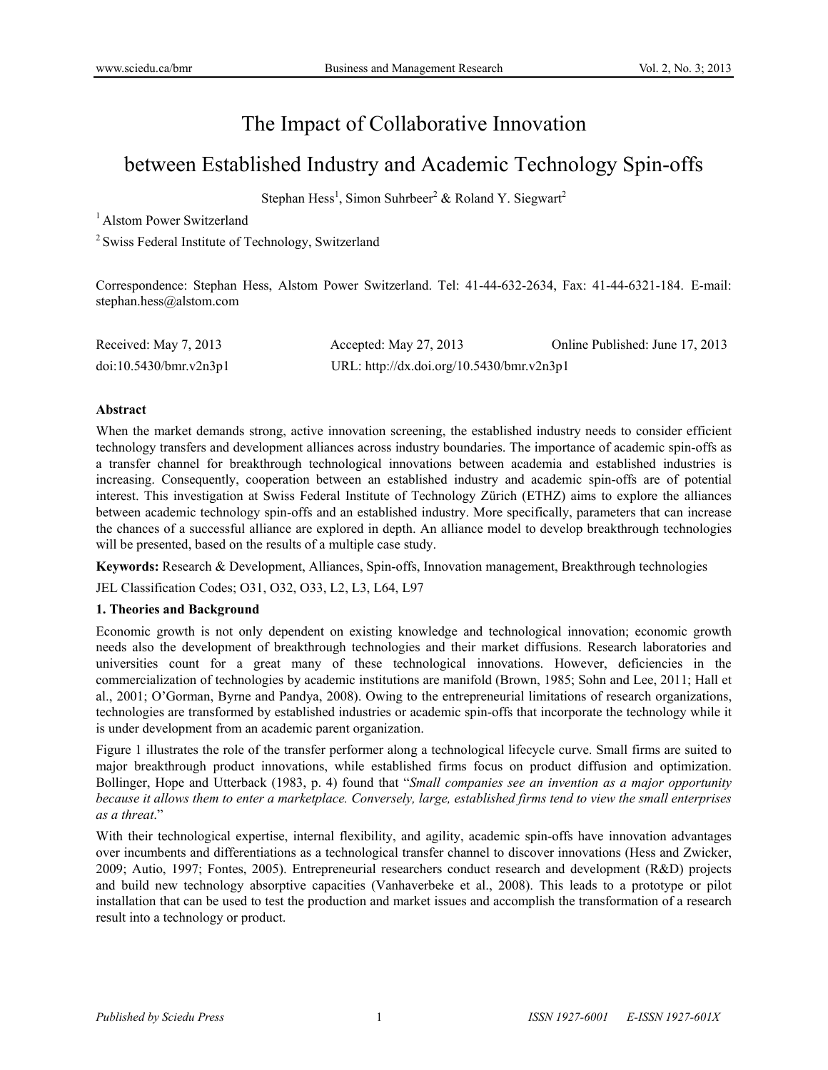# The Impact of Collaborative Innovation between Established Industry and Academic Technology Spin-offs

Stephan Hess[1], Simon Suhrbeer[2] & Roland Y. Siegwart[2]

[1] Alstom Power Switzerland

[2] Swiss Federal Institute of Technology, Switzerland

Correspondence: Stephan Hess, Alstom Power Switzerland. Tel: 41-44-632-2634, Fax: 41-44-6321-184. E-mail: stephan.hess@alstom.com

Received: May 7, 2013 Accepted: May 27, 2013 Online Published: June 17, 2013

doi:10.5430/bmr.v2n3p1 URL: http://dx.doi.org/10.5430/bmr.v2n3p1

**Abstract**

When the market demands strong, active innovation screening, the established industry needs to consider efficient technology transfers and development alliances across industry boundaries. The importance of academic spin-offs as a transfer channel for breakthrough technological innovations between academia and established industries is increasing. Consequently, cooperation between an established industry and academic spin-offs are of potential interest. This investigation at Swiss Federal Institute of Technology Zürich (ETHZ) aims to explore the alliances between academic technology spin-offs and an established industry. More specifically, parameters that can increase the chances of a successful alliance are explored in depth. An alliance model to develop breakthrough technologies will be presented, based on the results of a multiple case study.

**Keywords:** Research & Development, Alliances, Spin-offs, Innovation management, Breakthrough technologies

JEL Classification Codes; O31, O32, O33, L2, L3, L64, L97

## 1. Theories and Background

Economic growth is not only dependent on existing knowledge and technological innovation; economic growth needs also the development of breakthrough technologies and their market diffusions. Research laboratories and universities count for a great many of these technological innovations. However, deficiencies in the commercialization of technologies by academic institutions are manifold (Brown, 1985; Sohn and Lee, 2011; Hall et al., 2001; O'Gorman, Byrne and Pandya, 2008). Owing to the entrepreneurial limitations of research organizations, technologies are transformed by established industries or academic spin-offs that incorporate the technology while it is under development from an academic parent organization.

Figure 1 illustrates the role of the transfer performer along a technological lifecycle curve. Small firms are suited to major breakthrough product innovations, while established firms focus on product diffusion and optimization. Bollinger, Hope and Utterback (1983, p. 4) found that "*Small companies see an invention as a major opportunity because it allows them to enter a marketplace. Conversely, large, established firms tend to view the small enterprises as a threat*."

With their technological expertise, internal flexibility, and agility, academic spin-offs have innovation advantages over incumbents and differentiations as a technological transfer channel to discover innovations (Hess and Zwicker, 2009; Autio, 1997; Fontes, 2005). Entrepreneurial researchers conduct research and development (R&D) projects and build new technology absorptive capacities (Vanhaverbeke et al., 2008). This leads to a prototype or pilot installation that can be used to test the production and market issues and accomplish the transformation of a research result into a technology or product.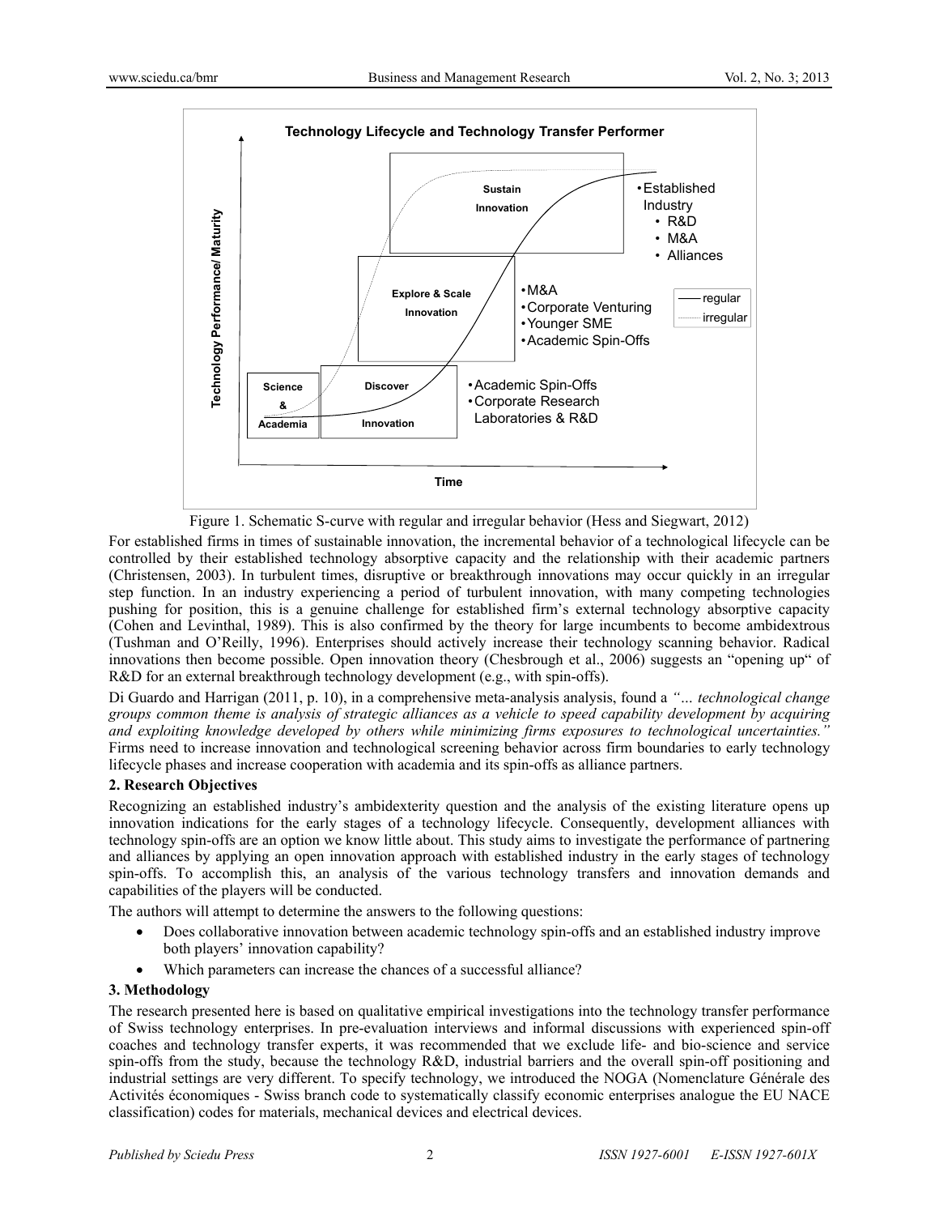Figure 1. Schematic S-curve with regular and irregular behavior (Hess and Siegwart, 2012)

For established firms in times of sustainable innovation, the incremental behavior of a technological lifecycle can be controlled by their established technology absorptive capacity and the relationship with their academic partners (Christensen, 2003). In turbulent times, disruptive or breakthrough innovations may occur quickly in an irregular step function. In an industry experiencing a period of turbulent innovation, with many competing technologies pushing for position, this is a genuine challenge for established firm's external technology absorptive capacity (Cohen and Levinthal, 1989). This is also confirmed by the theory for large incumbents to become ambidextrous (Tushman and O'Reilly, 1996). Enterprises should actively increase their technology scanning behavior. Radical innovations then become possible. Open innovation theory (Chesbrough et al., 2006) suggests an "opening up" of R&D for an external breakthrough technology development (e.g., with spin-offs).

Di Guardo and Harrigan (2011, p. 10), in a comprehensive meta-analysis analysis, found a *"… technological change groups common theme is analysis of strategic alliances as a vehicle to speed capability development by acquiring and exploiting knowledge developed by others while minimizing firms exposures to technological uncertainties."* Firms need to increase innovation and technological screening behavior across firm boundaries to early technology lifecycle phases and increase cooperation with academia and its spin-offs as alliance partners.

## 2. Research Objectives

Recognizing an established industry's ambidexterity question and the analysis of the existing literature opens up innovation indications for the early stages of a technology lifecycle. Consequently, development alliances with technology spin-offs are an option we know little about. This study aims to investigate the performance of partnering and alliances by applying an open innovation approach with established industry in the early stages of technology spin-offs. To accomplish this, an analysis of the various technology transfers and innovation demands and capabilities of the players will be conducted.

The authors will attempt to determine the answers to the following questions:

- Does collaborative innovation between academic technology spin-offs and an established industry improve both players' innovation capability?
- Which parameters can increase the chances of a successful alliance?

## 3. Methodology

The research presented here is based on qualitative empirical investigations into the technology transfer performance of Swiss technology enterprises. In pre-evaluation interviews and informal discussions with experienced spin-off coaches and technology transfer experts, it was recommended that we exclude life- and bio-science and service spin-offs from the study, because the technology R&D, industrial barriers and the overall spin-off positioning and industrial settings are very different. To specify technology, we introduced the NOGA (Nomenclature Générale des Activités économiques - Swiss branch code to systematically classify economic enterprises analogue the EU NACE classification) codes for materials, mechanical devices and electrical devices.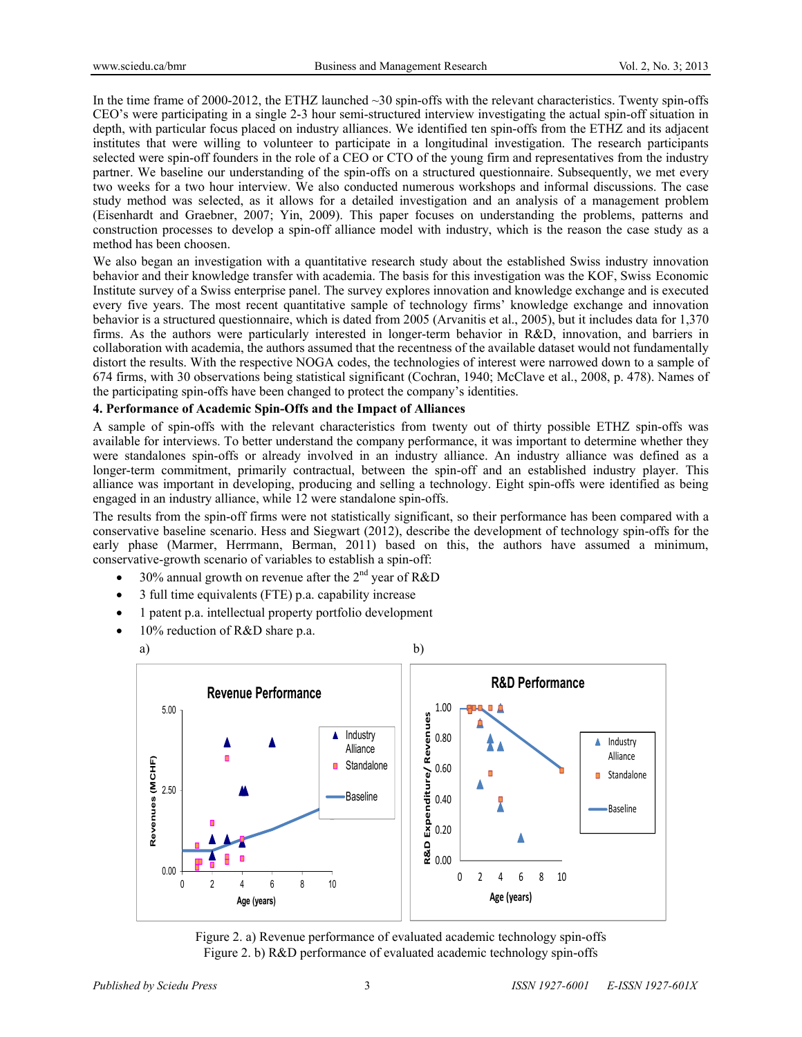In the time frame of 2000-2012, the ETHZ launched ~30 spin-offs with the relevant characteristics. Twenty spin-offs CEO's were participating in a single 2-3 hour semi-structured interview investigating the actual spin-off situation in depth, with particular focus placed on industry alliances. We identified ten spin-offs from the ETHZ and its adjacent institutes that were willing to volunteer to participate in a longitudinal investigation. The research participants selected were spin-off founders in the role of a CEO or CTO of the young firm and representatives from the industry partner. We baseline our understanding of the spin-offs on a structured questionnaire. Subsequently, we met every two weeks for a two hour interview. We also conducted numerous workshops and informal discussions. The case study method was selected, as it allows for a detailed investigation and an analysis of a management problem (Eisenhardt and Graebner, 2007; Yin, 2009). This paper focuses on understanding the problems, patterns and construction processes to develop a spin-off alliance model with industry, which is the reason the case study as a method has been choosen.

We also began an investigation with a quantitative research study about the established Swiss industry innovation behavior and their knowledge transfer with academia. The basis for this investigation was the KOF, Swiss Economic Institute survey of a Swiss enterprise panel. The survey explores innovation and knowledge exchange and is executed every five years. The most recent quantitative sample of technology firms' knowledge exchange and innovation behavior is a structured questionnaire, which is dated from 2005 (Arvanitis et al., 2005), but it includes data for 1,370 firms. As the authors were particularly interested in longer-term behavior in R&D, innovation, and barriers in collaboration with academia, the authors assumed that the recentness of the available dataset would not fundamentally distort the results. With the respective NOGA codes, the technologies of interest were narrowed down to a sample of 674 firms, with 30 observations being statistical significant (Cochran, 1940; McClave et al., 2008, p. 478). Names of the participating spin-offs have been changed to protect the company's identities.

## 4. Performance of Academic Spin-Offs and the Impact of Alliances

A sample of spin-offs with the relevant characteristics from twenty out of thirty possible ETHZ spin-offs was available for interviews. To better understand the company performance, it was important to determine whether they were standalones spin-offs or already involved in an industry alliance. An industry alliance was defined as a longer-term commitment, primarily contractual, between the spin-off and an established industry player. This alliance was important in developing, producing and selling a technology. Eight spin-offs were identified as being engaged in an industry alliance, while 12 were standalone spin-offs.

The results from the spin-off firms were not statistically significant, so their performance has been compared with a conservative baseline scenario. Hess and Siegwart (2012), describe the development of technology spin-offs for the early phase (Marmer, Herrmann, Berman, 2011) based on this, the authors have assumed a minimum, conservative-growth scenario of variables to establish a spin-off:

- 30% annual growth on revenue after the 2nd year of R&D
- 3 full time equivalents (FTE) p.a. capability increase
- 1 patent p.a. intellectual property portfolio development
- 10% reduction of R&D share p.a.

Figure 2. a) Revenue performance of evaluated academic technology spin-offs

Figure 2. b) R&D performance of evaluated academic technology spin-offs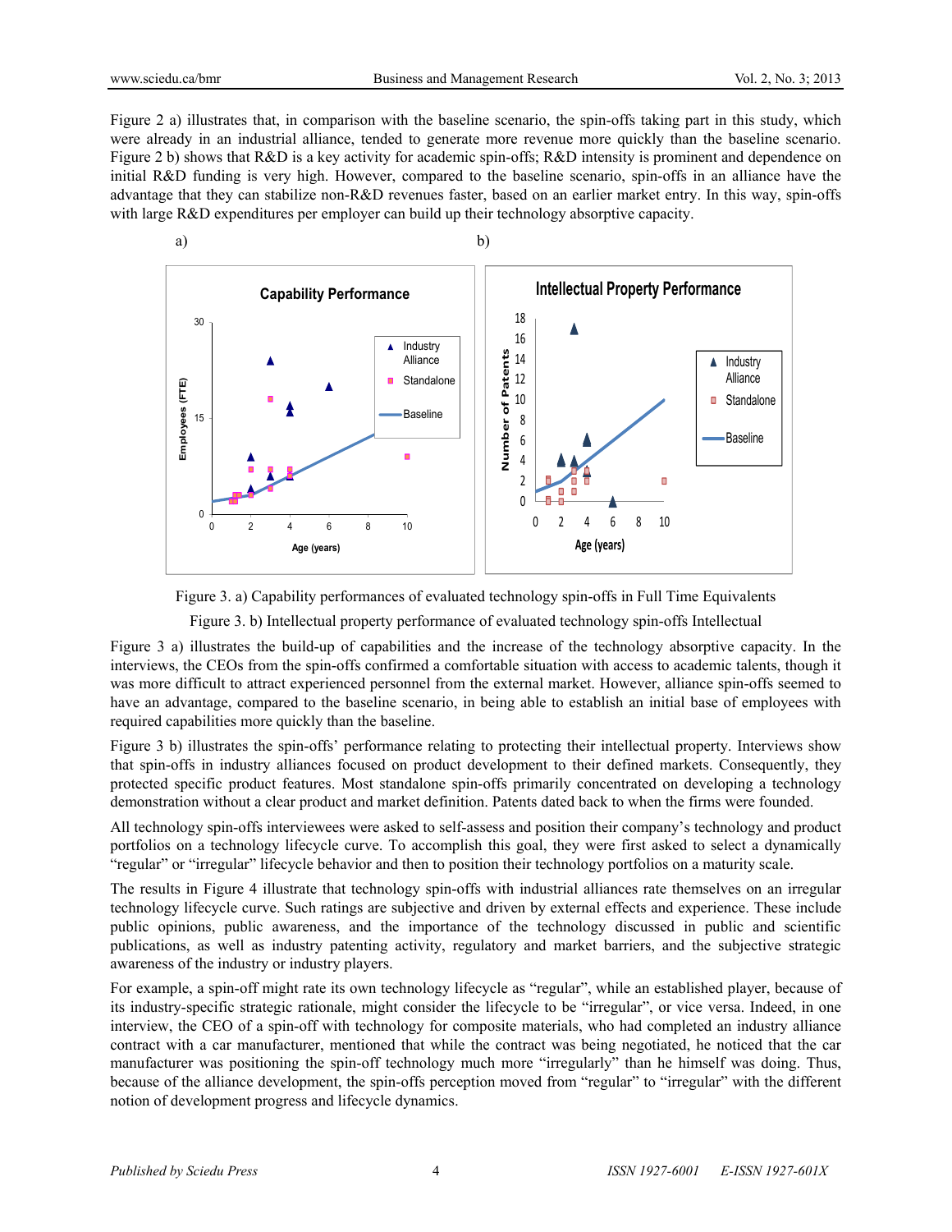Figure 2 a) illustrates that, in comparison with the baseline scenario, the spin-offs taking part in this study, which were already in an industrial alliance, tended to generate more revenue more quickly than the baseline scenario. Figure 2 b) shows that R&D is a key activity for academic spin-offs; R&D intensity is prominent and dependence on initial R&D funding is very high. However, compared to the baseline scenario, spin-offs in an alliance have the advantage that they can stabilize non-R&D revenues faster, based on an earlier market entry. In this way, spin-offs with large R&D expenditures per employer can build up their technology absorptive capacity.

Figure 3. a) Capability performances of evaluated technology spin-offs in Full Time Equivalents

Figure 3. b) Intellectual property performance of evaluated technology spin-offs Intellectual

Figure 3 a) illustrates the build-up of capabilities and the increase of the technology absorptive capacity. In the interviews, the CEOs from the spin-offs confirmed a comfortable situation with access to academic talents, though it was more difficult to attract experienced personnel from the external market. However, alliance spin-offs seemed to have an advantage, compared to the baseline scenario, in being able to establish an initial base of employees with required capabilities more quickly than the baseline.

Figure 3 b) illustrates the spin-offs' performance relating to protecting their intellectual property. Interviews show that spin-offs in industry alliances focused on product development to their defined markets. Consequently, they protected specific product features. Most standalone spin-offs primarily concentrated on developing a technology demonstration without a clear product and market definition. Patents dated back to when the firms were founded.

All technology spin-offs interviewees were asked to self-assess and position their company's technology and product portfolios on a technology lifecycle curve. To accomplish this goal, they were first asked to select a dynamically "regular" or "irregular" lifecycle behavior and then to position their technology portfolios on a maturity scale.

The results in Figure 4 illustrate that technology spin-offs with industrial alliances rate themselves on an irregular technology lifecycle curve. Such ratings are subjective and driven by external effects and experience. These include public opinions, public awareness, and the importance of the technology discussed in public and scientific publications, as well as industry patenting activity, regulatory and market barriers, and the subjective strategic awareness of the industry or industry players.

For example, a spin-off might rate its own technology lifecycle as "regular", while an established player, because of its industry-specific strategic rationale, might consider the lifecycle to be "irregular", or vice versa. Indeed, in one interview, the CEO of a spin-off with technology for composite materials, who had completed an industry alliance contract with a car manufacturer, mentioned that while the contract was being negotiated, he noticed that the car manufacturer was positioning the spin-off technology much more "irregularly" than he himself was doing. Thus, because of the alliance development, the spin-offs perception moved from "regular" to "irregular" with the different notion of development progress and lifecycle dynamics.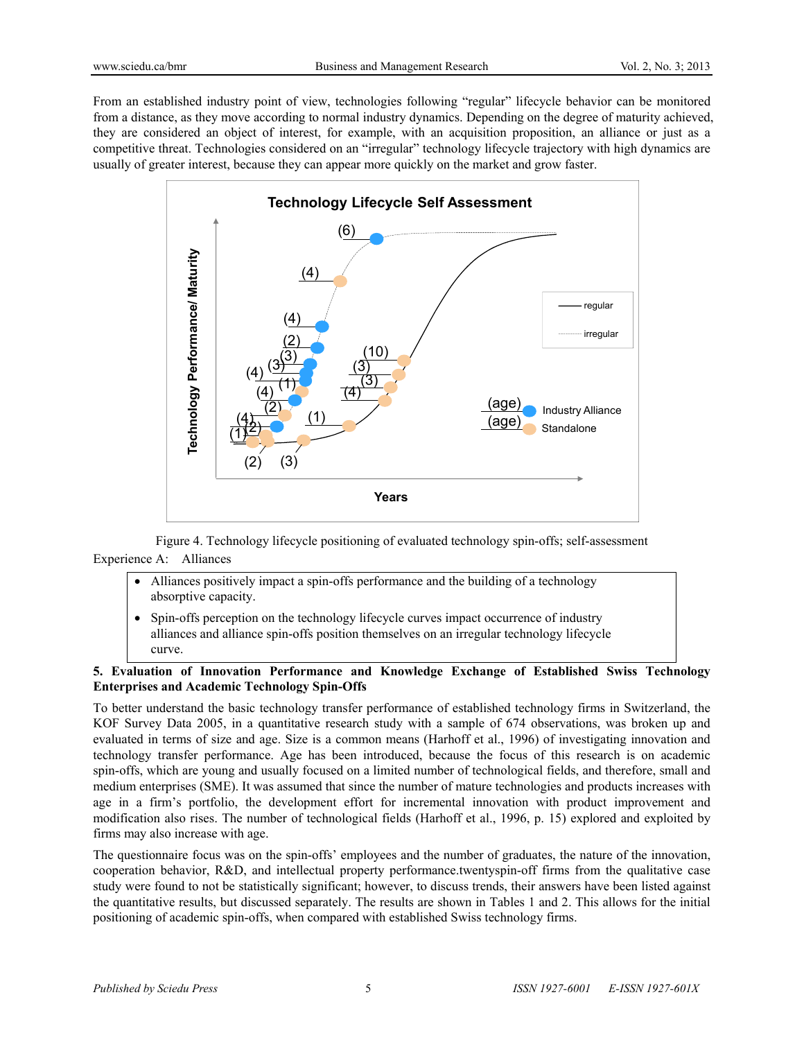From an established industry point of view, technologies following "regular" lifecycle behavior can be monitored from a distance, as they move according to normal industry dynamics. Depending on the degree of maturity achieved, they are considered an object of interest, for example, with an acquisition proposition, an alliance or just as a competitive threat. Technologies considered on an "irregular" technology lifecycle trajectory with high dynamics are usually of greater interest, because they can appear more quickly on the market and grow faster.

Figure 4. Technology lifecycle positioning of evaluated technology spin-offs; self-assessment

Experience A: Alliances

- Alliances positively impact a spin-offs performance and the building of a technology absorptive capacity.
- Spin-offs perception on the technology lifecycle curves impact occurrence of industry alliances and alliance spin-offs position themselves on an irregular technology lifecycle curve.

## 5. Evaluation of Innovation Performance and Knowledge Exchange of Established Swiss Technology Enterprises and Academic Technology Spin-Offs

To better understand the basic technology transfer performance of established technology firms in Switzerland, the KOF Survey Data 2005, in a quantitative research study with a sample of 674 observations, was broken up and evaluated in terms of size and age. Size is a common means (Harhoff et al., 1996) of investigating innovation and technology transfer performance. Age has been introduced, because the focus of this research is on academic spin-offs, which are young and usually focused on a limited number of technological fields, and therefore, small and medium enterprises (SME). It was assumed that since the number of mature technologies and products increases with age in a firm's portfolio, the development effort for incremental innovation with product improvement and modification also rises. The number of technological fields (Harhoff et al., 1996, p. 15) explored and exploited by firms may also increase with age.

The questionnaire focus was on the spin-offs' employees and the number of graduates, the nature of the innovation, cooperation behavior, R&D, and intellectual property performance.twentyspin-off firms from the qualitative case study were found to not be statistically significant; however, to discuss trends, their answers have been listed against the quantitative results, but discussed separately. The results are shown in Tables 1 and 2. This allows for the initial positioning of academic spin-offs, when compared with established Swiss technology firms.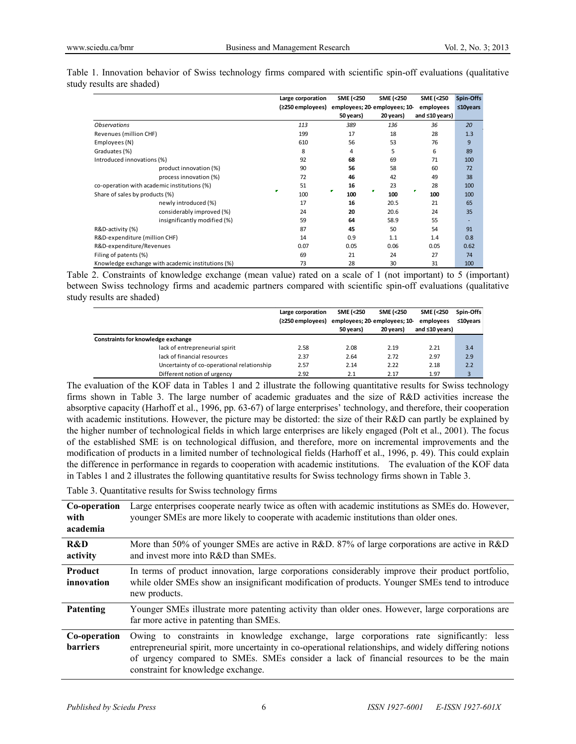Table 1. Innovation behavior of Swiss technology firms compared with scientific spin-off evaluations (qualitative study results are shaded)

| | Large corporation (≥250 employees) | SME (<250 employees; 20-50 years) | SME (<250 employees; 10-20 years) | SME (<250 employees and ≤10 years) | Spin-Offs ≤10years |
|---|---|---|---|---|---|
| *Observations* | *113* | *389* | *136* | *36* | *20* |
| Revenues (million CHF) | 199 | 17 | 18 | 28 | 1.3 |
| Employees (N) | 610 | 56 | 53 | 76 | 9 |
| Graduates (%) | 8 | 4 | 5 | 6 | 89 |
| Introduced innovations (%) | 92 | **68** | 69 | 71 | 100 |
| product innovation (%) | 90 | **56** | 58 | 60 | 72 |
| process innovation (%) | 72 | **46** | 42 | 49 | 38 |
| co-operation with academic institutions (%) | 51 | **16** | 23 | 28 | 100 |
| Share of sales by products (%) | 100 | **100** | **100** | **100** | 100 |
| newly introduced (%) | 17 | **16** | 20.5 | 21 | 65 |
| considerably improved (%) | 24 | **20** | 20.6 | 24 | 35 |
| insignificantly modified (%) | 59 | **64** | 58.9 | 55 | - |
| R&D-activity (%) | 87 | **45** | 50 | 54 | 91 |
| R&D-expenditure (million CHF) | 14 | 0.9 | 1.1 | 1.4 | 0.8 |
| R&D-expenditure/Revenues | 0.07 | 0.05 | 0.06 | 0.05 | 0.62 |
| Filing of patents (%) | 69 | 21 | 24 | 27 | 74 |
| Knowledge exchange with academic institutions (%) | 73 | 28 | 30 | 31 | 100 |

Table 2. Constraints of knowledge exchange (mean value) rated on a scale of 1 (not important) to 5 (important) between Swiss technology firms and academic partners compared with scientific spin-off evaluations (qualitative study results are shaded)

| | Large corporation (≥250 employees) | SME (<250 employees; 20-50 years) | SME (<250 employees; 10-20 years) | SME (<250 employees and ≤10 years) | Spin-Offs ≤10years |
|---|---|---|---|---|---|
| **Constraints for knowledge exchange** | | | | | |
| lack of entrepreneurial spirit | 2.58 | 2.08 | 2.19 | 2.21 | 3.4 |
| lack of financial resources | 2.37 | 2.64 | 2.72 | 2.97 | 2.9 |
| Uncertainty of co-operational relationship | 2.57 | 2.14 | 2.22 | 2.18 | 2.2 |
| Different notion of urgency | 2.92 | 2.1 | 2.17 | 1.97 | 3 |

The evaluation of the KOF data in Tables 1 and 2 illustrate the following quantitative results for Swiss technology firms shown in Table 3. The large number of academic graduates and the size of R&D activities increase the absorptive capacity (Harhoff et al., 1996, pp. 63-67) of large enterprises' technology, and therefore, their cooperation with academic institutions. However, the picture may be distorted: the size of their R&D can partly be explained by the higher number of technological fields in which large enterprises are likely engaged (Polt et al., 2001). The focus of the established SME is on technological diffusion, and therefore, more on incremental improvements and the modification of products in a limited number of technological fields (Harhoff et al., 1996, p. 49). This could explain the difference in performance in regards to cooperation with academic institutions. The evaluation of the KOF data in Tables 1 and 2 illustrates the following quantitative results for Swiss technology firms shown in Table 3.

Table 3. Quantitative results for Swiss technology firms

| | |
|---|---|
| **Co-operation with academia** | Large enterprises cooperate nearly twice as often with academic institutions as SMEs do. However, younger SMEs are more likely to cooperate with academic institutions than older ones. |
| **R&D activity** | More than 50% of younger SMEs are active in R&D. 87% of large corporations are active in R&D and invest more into R&D than SMEs. |
| **Product innovation** | In terms of product innovation, large corporations considerably improve their product portfolio, while older SMEs show an insignificant modification of products. Younger SMEs tend to introduce new products. |
| **Patenting** | Younger SMEs illustrate more patenting activity than older ones. However, large corporations are far more active in patenting than SMEs. |
| **Co-operation barriers** | Owing to constraints in knowledge exchange, large corporations rate significantly: less entrepreneurial spirit, more uncertainty in co-operational relationships, and widely differing notions of urgency compared to SMEs. SMEs consider a lack of financial resources to be the main constraint for knowledge exchange. |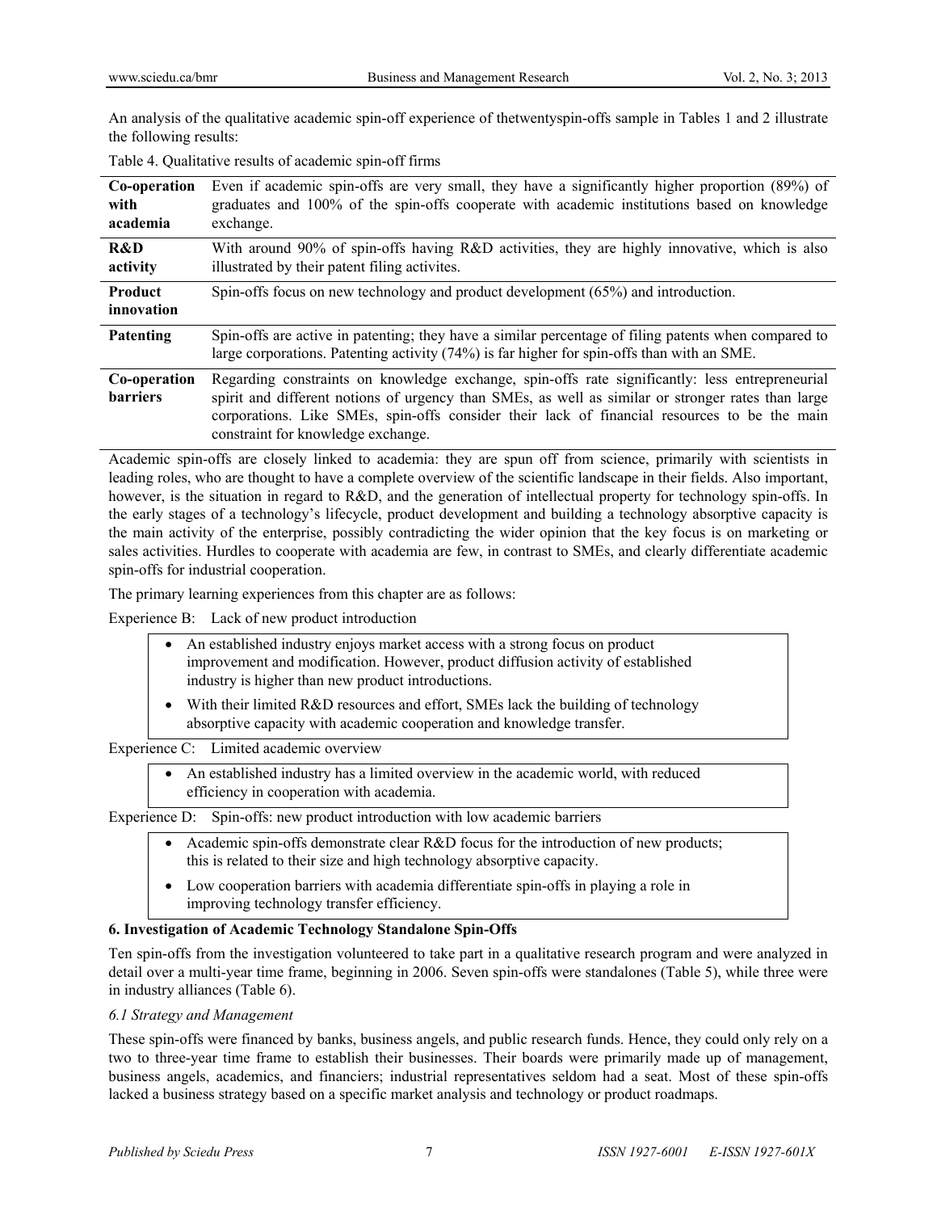An analysis of the qualitative academic spin-off experience of thetwentyspin-offs sample in Tables 1 and 2 illustrate the following results:

Table 4. Qualitative results of academic spin-off firms

| | |
|---|---|
| **Co-operation with academia** | Even if academic spin-offs are very small, they have a significantly higher proportion (89%) of graduates and 100% of the spin-offs cooperate with academic institutions based on knowledge exchange. |
| **R&D activity** | With around 90% of spin-offs having R&D activities, they are highly innovative, which is also illustrated by their patent filing activites. |
| **Product innovation** | Spin-offs focus on new technology and product development (65%) and introduction. |
| **Patenting** | Spin-offs are active in patenting; they have a similar percentage of filing patents when compared to large corporations. Patenting activity (74%) is far higher for spin-offs than with an SME. |
| **Co-operation barriers** | Regarding constraints on knowledge exchange, spin-offs rate significantly: less entrepreneurial spirit and different notions of urgency than SMEs, as well as similar or stronger rates than large corporations. Like SMEs, spin-offs consider their lack of financial resources to be the main constraint for knowledge exchange. |

Academic spin-offs are closely linked to academia: they are spun off from science, primarily with scientists in leading roles, who are thought to have a complete overview of the scientific landscape in their fields. Also important, however, is the situation in regard to R&D, and the generation of intellectual property for technology spin-offs. In the early stages of a technology's lifecycle, product development and building a technology absorptive capacity is the main activity of the enterprise, possibly contradicting the wider opinion that the key focus is on marketing or sales activities. Hurdles to cooperate with academia are few, in contrast to SMEs, and clearly differentiate academic spin-offs for industrial cooperation.

The primary learning experiences from this chapter are as follows:

Experience B: Lack of new product introduction

- An established industry enjoys market access with a strong focus on product improvement and modification. However, product diffusion activity of established industry is higher than new product introductions.
- With their limited R&D resources and effort, SMEs lack the building of technology absorptive capacity with academic cooperation and knowledge transfer.

Experience C: Limited academic overview

- An established industry has a limited overview in the academic world, with reduced efficiency in cooperation with academia.

Experience D: Spin-offs: new product introduction with low academic barriers

- Academic spin-offs demonstrate clear R&D focus for the introduction of new products; this is related to their size and high technology absorptive capacity.
- Low cooperation barriers with academia differentiate spin-offs in playing a role in improving technology transfer efficiency.

## 6. Investigation of Academic Technology Standalone Spin-Offs

Ten spin-offs from the investigation volunteered to take part in a qualitative research program and were analyzed in detail over a multi-year time frame, beginning in 2006. Seven spin-offs were standalones (Table 5), while three were in industry alliances (Table 6).

### *6.1 Strategy and Management*

These spin-offs were financed by banks, business angels, and public research funds. Hence, they could only rely on a two to three-year time frame to establish their businesses. Their boards were primarily made up of management, business angels, academics, and financiers; industrial representatives seldom had a seat. Most of these spin-offs lacked a business strategy based on a specific market analysis and technology or product roadmaps.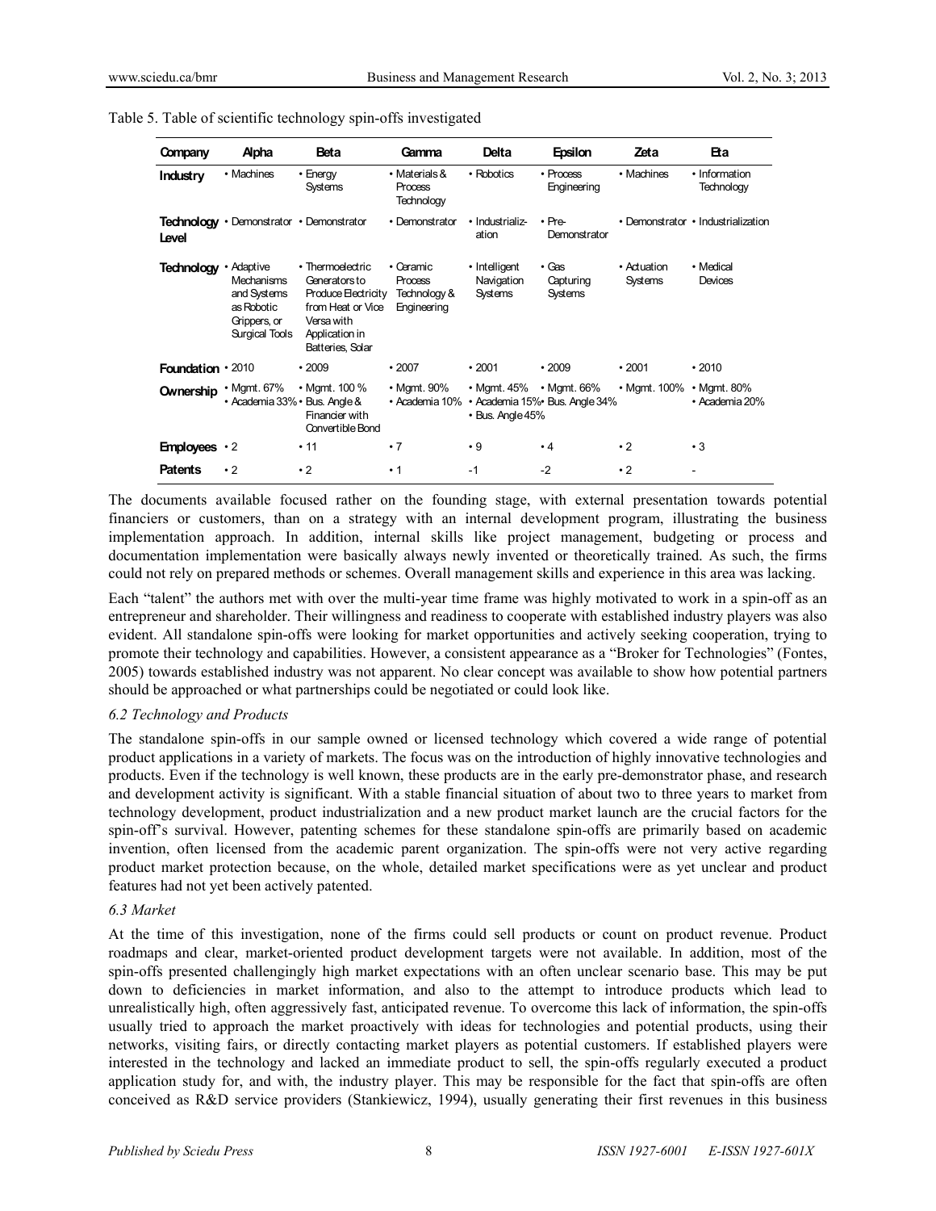Table 5. Table of scientific technology spin-offs investigated

| Company | Alpha | Beta | Gamma | Delta | Epsilon | Zeta | Eta |
|---|---|---|---|---|---|---|---|
| Industry | • Machines | • Energy Systems | • Materials & Process Technology | • Robotics | • Process Engineering | • Machines | • Information Technology |
| Technology Level | • Demonstrator | • Demonstrator | • Demonstrator | • Industrialization | • Pre-Demonstrator | • Demonstrator | • Industrialization |
| Technology | • Adaptive Mechanisms and Systems as Robotic Grippers, or Surgical Tools | • Thermoelectric Generators to Produce Electricity from Heat or Vice Versa with Application in Batteries, Solar | • Ceramic Process Technology & Engineering | • Intelligent Navigation Systems | • Gas Capturing Systems | • Actuation Systems | • Medical Devices |
| Foundation | • 2010 | • 2009 | • 2007 | • 2001 | • 2009 | • 2001 | • 2010 |
| Ownership | • Mgmt. 67% • Academia 33% | • Mgmt. 100 % • Bus. Angle & Financier with Convertible Bond | • Mgmt. 90% • Academia 10% | • Mgmt. 45% • Academia 15% • Bus. Angle 45% | • Mgmt. 66% • Bus. Angle 34% | • Mgmt. 100% | • Mgmt. 80% • Academia 20% |
| Employees | • 2 | • 11 | • 7 | • 9 | • 4 | • 2 | • 3 |
| Patents | • 2 | • 2 | • 1 | -1 | -2 | • 2 | - |

The documents available focused rather on the founding stage, with external presentation towards potential financiers or customers, than on a strategy with an internal development program, illustrating the business implementation approach. In addition, internal skills like project management, budgeting or process and documentation implementation were basically always newly invented or theoretically trained. As such, the firms could not rely on prepared methods or schemes. Overall management skills and experience in this area was lacking.

Each "talent" the authors met with over the multi-year time frame was highly motivated to work in a spin-off as an entrepreneur and shareholder. Their willingness and readiness to cooperate with established industry players was also evident. All standalone spin-offs were looking for market opportunities and actively seeking cooperation, trying to promote their technology and capabilities. However, a consistent appearance as a "Broker for Technologies" (Fontes, 2005) towards established industry was not apparent. No clear concept was available to show how potential partners should be approached or what partnerships could be negotiated or could look like.

### *6.2 Technology and Products*

The standalone spin-offs in our sample owned or licensed technology which covered a wide range of potential product applications in a variety of markets. The focus was on the introduction of highly innovative technologies and products. Even if the technology is well known, these products are in the early pre-demonstrator phase, and research and development activity is significant. With a stable financial situation of about two to three years to market from technology development, product industrialization and a new product market launch are the crucial factors for the spin-off's survival. However, patenting schemes for these standalone spin-offs are primarily based on academic invention, often licensed from the academic parent organization. The spin-offs were not very active regarding product market protection because, on the whole, detailed market specifications were as yet unclear and product features had not yet been actively patented.

### *6.3 Market*

At the time of this investigation, none of the firms could sell products or count on product revenue. Product roadmaps and clear, market-oriented product development targets were not available. In addition, most of the spin-offs presented challengingly high market expectations with an often unclear scenario base. This may be put down to deficiencies in market information, and also to the attempt to introduce products which lead to unrealistically high, often aggressively fast, anticipated revenue. To overcome this lack of information, the spin-offs usually tried to approach the market proactively with ideas for technologies and potential products, using their networks, visiting fairs, or directly contacting market players as potential customers. If established players were interested in the technology and lacked an immediate product to sell, the spin-offs regularly executed a product application study for, and with, the industry player. This may be responsible for the fact that spin-offs are often conceived as R&D service providers (Stankiewicz, 1994), usually generating their first revenues in this business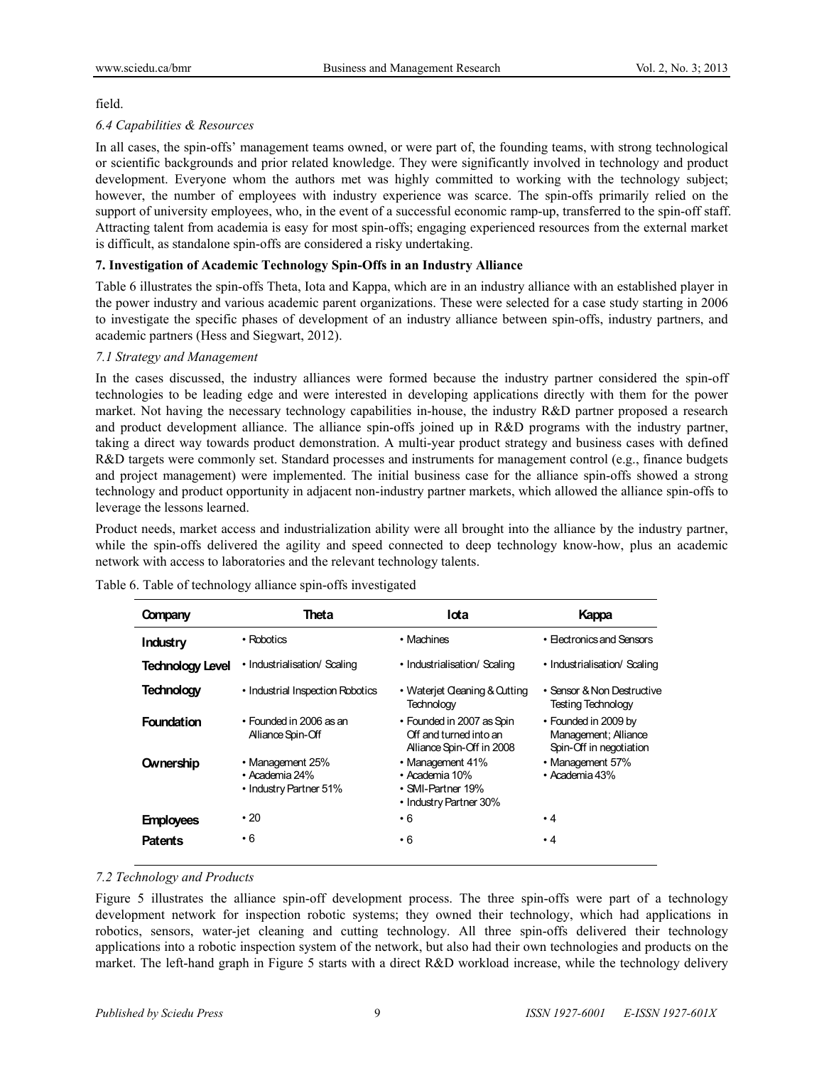field.

### *6.4 Capabilities & Resources*

In all cases, the spin-offs' management teams owned, or were part of, the founding teams, with strong technological or scientific backgrounds and prior related knowledge. They were significantly involved in technology and product development. Everyone whom the authors met was highly committed to working with the technology subject; however, the number of employees with industry experience was scarce. The spin-offs primarily relied on the support of university employees, who, in the event of a successful economic ramp-up, transferred to the spin-off staff. Attracting talent from academia is easy for most spin-offs; engaging experienced resources from the external market is difficult, as standalone spin-offs are considered a risky undertaking.

## 7. Investigation of Academic Technology Spin-Offs in an Industry Alliance

Table 6 illustrates the spin-offs Theta, Iota and Kappa, which are in an industry alliance with an established player in the power industry and various academic parent organizations. These were selected for a case study starting in 2006 to investigate the specific phases of development of an industry alliance between spin-offs, industry partners, and academic partners (Hess and Siegwart, 2012).

### *7.1 Strategy and Management*

In the cases discussed, the industry alliances were formed because the industry partner considered the spin-off technologies to be leading edge and were interested in developing applications directly with them for the power market. Not having the necessary technology capabilities in-house, the industry R&D partner proposed a research and product development alliance. The alliance spin-offs joined up in R&D programs with the industry partner, taking a direct way towards product demonstration. A multi-year product strategy and business cases with defined R&D targets were commonly set. Standard processes and instruments for management control (e.g., finance budgets and project management) were implemented. The initial business case for the alliance spin-offs showed a strong technology and product opportunity in adjacent non-industry partner markets, which allowed the alliance spin-offs to leverage the lessons learned.

Product needs, market access and industrialization ability were all brought into the alliance by the industry partner, while the spin-offs delivered the agility and speed connected to deep technology know-how, plus an academic network with access to laboratories and the relevant technology talents.

Table 6. Table of technology alliance spin-offs investigated

| Company | Theta | Iota | Kappa |
|---|---|---|---|
| Industry | • Robotics | • Machines | • Electronics and Sensors |
| Technology Level | • Industrialisation/ Scaling | • Industrialisation/ Scaling | • Industrialisation/ Scaling |
| Technology | • Industrial Inspection Robotics | • Waterjet Cleaning & Cutting Technology | • Sensor & Non Destructive Testing Technology |
| Foundation | • Founded in 2006 as an Alliance Spin-Off | • Founded in 2007 as Spin Off and turned into an Alliance Spin-Off in 2008 | • Founded in 2009 by Management; Alliance Spin-Off in negotiation |
| Ownership | • Management 25%<br>• Academia 24%<br>• Industry Partner 51% | • Management 41%<br>• Academia 10%<br>• SMI-Partner 19%<br>• Industry Partner 30% | • Management 57%<br>• Academia 43% |
| Employees | • 20 | • 6 | • 4 |
| Patents | • 6 | • 6 | • 4 |

### *7.2 Technology and Products*

Figure 5 illustrates the alliance spin-off development process. The three spin-offs were part of a technology development network for inspection robotic systems; they owned their technology, which had applications in robotics, sensors, water-jet cleaning and cutting technology. All three spin-offs delivered their technology applications into a robotic inspection system of the network, but also had their own technologies and products on the market. The left-hand graph in Figure 5 starts with a direct R&D workload increase, while the technology delivery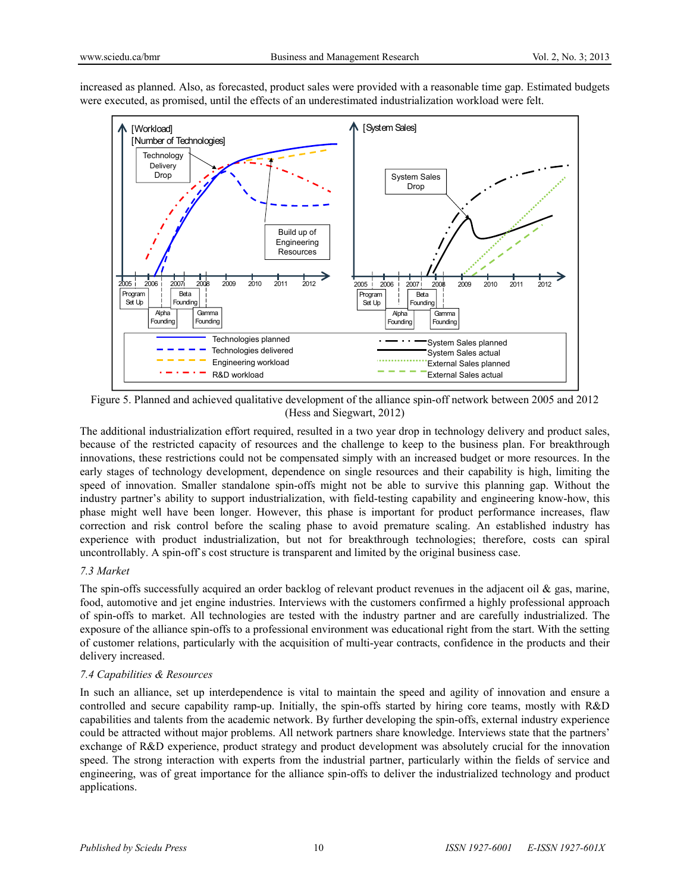increased as planned. Also, as forecasted, product sales were provided with a reasonable time gap. Estimated budgets were executed, as promised, until the effects of an underestimated industrialization workload were felt.

[Workload]
[Number of Technologies]
Technology Delivery Drop
Build up of Engineering Resources
2005 2006 2007 2008 2009 2010 2011 2012
Program Set Up
Alpha Founding
Beta Founding
Gamma Founding

[System Sales]
System Sales Drop
2005 2006 2007 2008 2009 2010 2011 2012
Program Set Up
Alpha Founding
Beta Founding
Gamma Founding

Technologies planned
Technologies delivered
Engineering workload
R&D workload
System Sales planned
System Sales actual
External Sales planned
External Sales actual

Figure 5. Planned and achieved qualitative development of the alliance spin-off network between 2005 and 2012 (Hess and Siegwart, 2012)

The additional industrialization effort required, resulted in a two year drop in technology delivery and product sales, because of the restricted capacity of resources and the challenge to keep to the business plan. For breakthrough innovations, these restrictions could not be compensated simply with an increased budget or more resources. In the early stages of technology development, dependence on single resources and their capability is high, limiting the speed of innovation. Smaller standalone spin-offs might not be able to survive this planning gap. Without the industry partner's ability to support industrialization, with field-testing capability and engineering know-how, this phase might well have been longer. However, this phase is important for product performance increases, flaw correction and risk control before the scaling phase to avoid premature scaling. An established industry has experience with product industrialization, but not for breakthrough technologies; therefore, costs can spiral uncontrollably. A spin-off`s cost structure is transparent and limited by the original business case.

### *7.3 Market*

The spin-offs successfully acquired an order backlog of relevant product revenues in the adjacent oil & gas, marine, food, automotive and jet engine industries. Interviews with the customers confirmed a highly professional approach of spin-offs to market. All technologies are tested with the industry partner and are carefully industrialized. The exposure of the alliance spin-offs to a professional environment was educational right from the start. With the setting of customer relations, particularly with the acquisition of multi-year contracts, confidence in the products and their delivery increased.

### *7.4 Capabilities & Resources*

In such an alliance, set up interdependence is vital to maintain the speed and agility of innovation and ensure a controlled and secure capability ramp-up. Initially, the spin-offs started by hiring core teams, mostly with R&D capabilities and talents from the academic network. By further developing the spin-offs, external industry experience could be attracted without major problems. All network partners share knowledge. Interviews state that the partners' exchange of R&D experience, product strategy and product development was absolutely crucial for the innovation speed. The strong interaction with experts from the industrial partner, particularly within the fields of service and engineering, was of great importance for the alliance spin-offs to deliver the industrialized technology and product applications.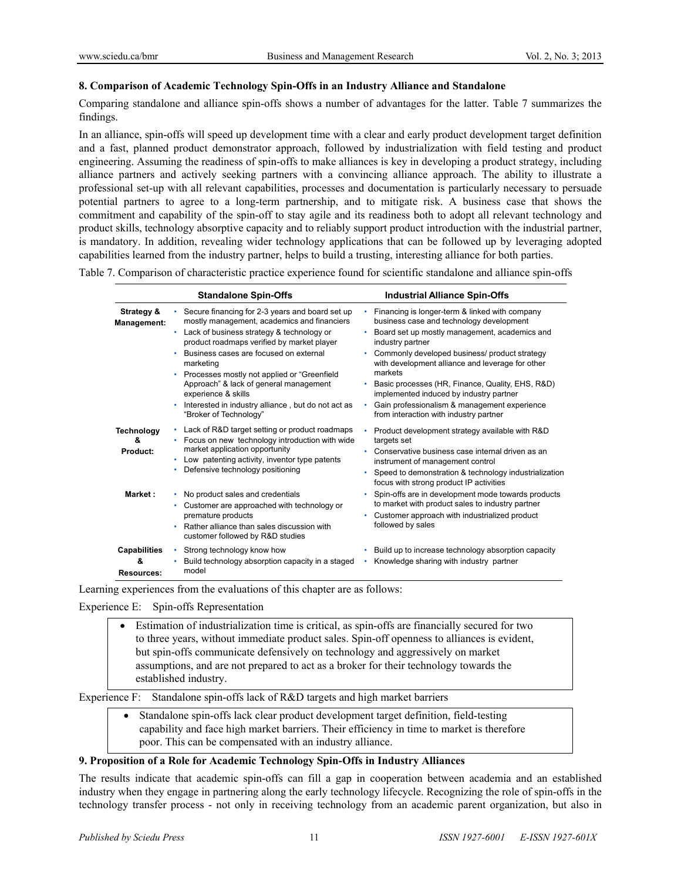## 8. Comparison of Academic Technology Spin-Offs in an Industry Alliance and Standalone

Comparing standalone and alliance spin-offs shows a number of advantages for the latter. Table 7 summarizes the findings.

In an alliance, spin-offs will speed up development time with a clear and early product development target definition and a fast, planned product demonstrator approach, followed by industrialization with field testing and product engineering. Assuming the readiness of spin-offs to make alliances is key in developing a product strategy, including alliance partners and actively seeking partners with a convincing alliance approach. The ability to illustrate a professional set-up with all relevant capabilities, processes and documentation is particularly necessary to persuade potential partners to agree to a long-term partnership, and to mitigate risk. A business case that shows the commitment and capability of the spin-off to stay agile and its readiness both to adopt all relevant technology and product skills, technology absorptive capacity and to reliably support product introduction with the industrial partner, is mandatory. In addition, revealing wider technology applications that can be followed up by leveraging adopted capabilities learned from the industry partner, helps to build a trusting, interesting alliance for both parties.

Table 7. Comparison of characteristic practice experience found for scientific standalone and alliance spin-offs

| | Standalone Spin-Offs | Industrial Alliance Spin-Offs |
|---|---|---|
| **Strategy & Management:** | • Secure financing for 2-3 years and board set up mostly management, academics and financiers<br>• Lack of business strategy & technology or product roadmaps verified by market player<br>• Business cases are focused on external marketing<br>• Processes mostly not applied or "Greenfield Approach" & lack of general management experience & skills<br>• Interested in industry alliance , but do not act as "Broker of Technology" | • Financing is longer-term & linked with company business case and technology development<br>• Board set up mostly management, academics and industry partner<br>• Commonly developed business/ product strategy with development alliance and leverage for other markets<br>• Basic processes (HR, Finance, Quality, EHS, R&D) implemented induced by industry partner<br>• Gain professionalism & management experience from interaction with industry partner |
| **Technology & Product:** | • Lack of R&D target setting or product roadmaps<br>• Focus on new technology introduction with wide market application opportunity<br>• Low patenting activity, inventor type patents<br>• Defensive technology positioning | • Product development strategy available with R&D targets set<br>• Conservative business case internal driven as an instrument of management control<br>• Speed to demonstration & technology industrialization focus with strong product IP activities |
| **Market :** | • No product sales and credentials<br>• Customer are approached with technology or premature products<br>• Rather alliance than sales discussion with customer followed by R&D studies | • Spin-offs are in development mode towards products to market with product sales to industry partner<br>• Customer approach with industrialized product followed by sales |
| **Capabilities & Resources:** | • Strong technology know how<br>• Build technology absorption capacity in a staged model | • Build up to increase technology absorption capacity<br>• Knowledge sharing with industry partner |

Learning experiences from the evaluations of this chapter are as follows:

Experience E: Spin-offs Representation

- Estimation of industrialization time is critical, as spin-offs are financially secured for two to three years, without immediate product sales. Spin-off openness to alliances is evident, but spin-offs communicate defensively on technology and aggressively on market assumptions, and are not prepared to act as a broker for their technology towards the established industry.

Experience F: Standalone spin-offs lack of R&D targets and high market barriers

- Standalone spin-offs lack clear product development target definition, field-testing capability and face high market barriers. Their efficiency in time to market is therefore poor. This can be compensated with an industry alliance.

## 9. Proposition of a Role for Academic Technology Spin-Offs in Industry Alliances

The results indicate that academic spin-offs can fill a gap in cooperation between academia and an established industry when they engage in partnering along the early technology lifecycle. Recognizing the role of spin-offs in the technology transfer process - not only in receiving technology from an academic parent organization, but also in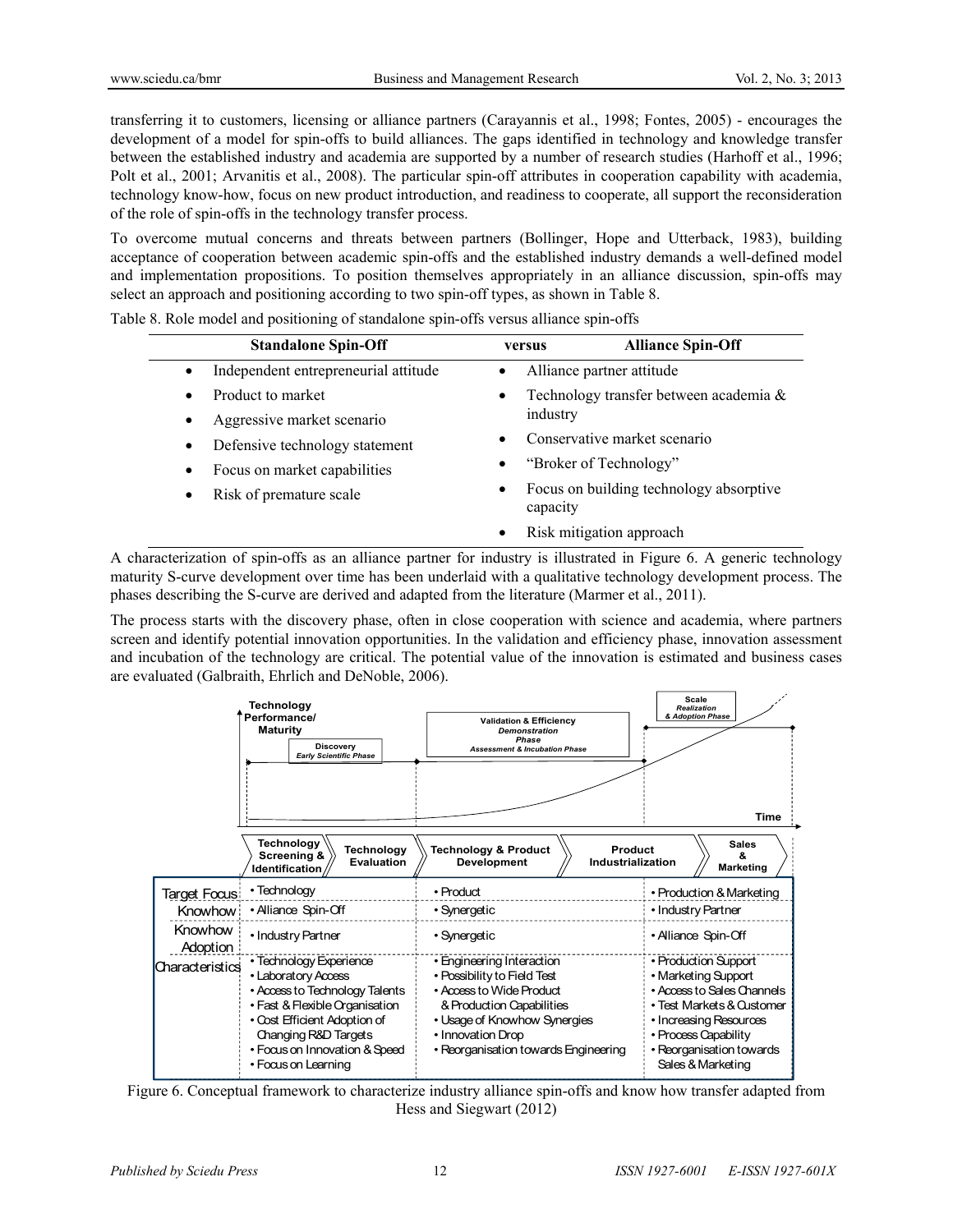transferring it to customers, licensing or alliance partners (Carayannis et al., 1998; Fontes, 2005) - encourages the development of a model for spin-offs to build alliances. The gaps identified in technology and knowledge transfer between the established industry and academia are supported by a number of research studies (Harhoff et al., 1996; Polt et al., 2001; Arvanitis et al., 2008). The particular spin-off attributes in cooperation capability with academia, technology know-how, focus on new product introduction, and readiness to cooperate, all support the reconsideration of the role of spin-offs in the technology transfer process.

To overcome mutual concerns and threats between partners (Bollinger, Hope and Utterback, 1983), building acceptance of cooperation between academic spin-offs and the established industry demands a well-defined model and implementation propositions. To position themselves appropriately in an alliance discussion, spin-offs may select an approach and positioning according to two spin-off types, as shown in Table 8.

Table 8. Role model and positioning of standalone spin-offs versus alliance spin-offs

| Standalone Spin-Off | versus | Alliance Spin-Off |
|---|---|---|
| • Independent entrepreneurial attitude | | • Alliance partner attitude |
| • Product to market | | • Technology transfer between academia & industry |
| • Aggressive market scenario | | • Conservative market scenario |
| • Defensive technology statement | | • "Broker of Technology" |
| • Focus on market capabilities | | • Focus on building technology absorptive capacity |
| • Risk of premature scale | | • Risk mitigation approach |

A characterization of spin-offs as an alliance partner for industry is illustrated in Figure 6. A generic technology maturity S-curve development over time has been underlaid with a qualitative technology development process. The phases describing the S-curve are derived and adapted from the literature (Marmer et al., 2011).

The process starts with the discovery phase, often in close cooperation with science and academia, where partners screen and identify potential innovation opportunities. In the validation and efficiency phase, innovation assessment and incubation of the technology are critical. The potential value of the innovation is estimated and business cases are evaluated (Galbraith, Ehrlich and DeNoble, 2006).

| | Discovery *Early Scientific Phase* (Technology Screening & Identification; Technology Evaluation) | Validation & Efficiency *Demonstration Phase* *Assessment & Incubation Phase* (Technology & Product Development; Product Industrialization) | Scale *Realization & Adoption Phase* (Sales & Marketing) |
|---|---|---|---|
| Target Focus | • Technology | • Product | • Production & Marketing |
| Knowhow | • Alliance Spin-Off | • Synergetic | • Industry Partner |
| Knowhow Adoption | • Industry Partner | • Synergetic | • Alliance Spin-Off |
| Characteristics | • Technology Experience<br>• Laboratory Access<br>• Access to Technology Talents<br>• Fast & Flexible Organisation<br>• Cost Efficient Adoption of Changing R&D Targets<br>• Focus on Innovation & Speed<br>• Focus on Learning | • Engineering Interaction<br>• Possibility to Field Test<br>• Access to Wide Product & Production Capabilities<br>• Usage of Knowhow Synergies<br>• Innovation Drop<br>• Reorganisation towards Engineering | • Production Support<br>• Marketing Support<br>• Access to Sales Channels<br>• Test Markets & Customer<br>• Increasing Resources<br>• Process Capability<br>• Reorganisation towards Sales & Marketing |

Figure 6. Conceptual framework to characterize industry alliance spin-offs and know how transfer adapted from Hess and Siegwart (2012)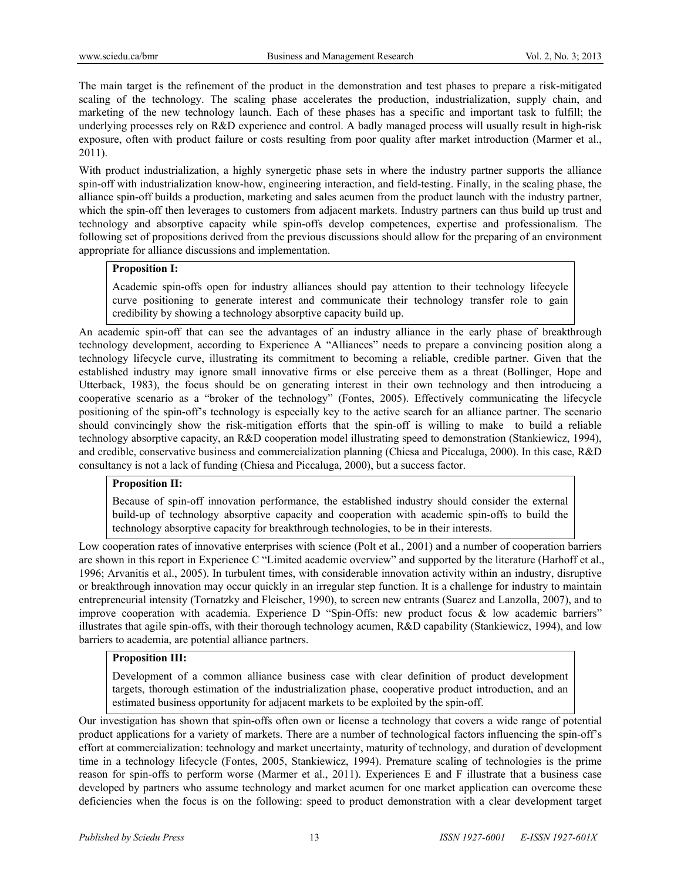The main target is the refinement of the product in the demonstration and test phases to prepare a risk-mitigated scaling of the technology. The scaling phase accelerates the production, industrialization, supply chain, and marketing of the new technology launch. Each of these phases has a specific and important task to fulfill; the underlying processes rely on R&D experience and control. A badly managed process will usually result in high-risk exposure, often with product failure or costs resulting from poor quality after market introduction (Marmer et al., 2011).

With product industrialization, a highly synergetic phase sets in where the industry partner supports the alliance spin-off with industrialization know-how, engineering interaction, and field-testing. Finally, in the scaling phase, the alliance spin-off builds a production, marketing and sales acumen from the product launch with the industry partner, which the spin-off then leverages to customers from adjacent markets. Industry partners can thus build up trust and technology and absorptive capacity while spin-offs develop competences, expertise and professionalism. The following set of propositions derived from the previous discussions should allow for the preparing of an environment appropriate for alliance discussions and implementation.

> **Proposition I:**
>
> Academic spin-offs open for industry alliances should pay attention to their technology lifecycle curve positioning to generate interest and communicate their technology transfer role to gain credibility by showing a technology absorptive capacity build up.

An academic spin-off that can see the advantages of an industry alliance in the early phase of breakthrough technology development, according to Experience A "Alliances" needs to prepare a convincing position along a technology lifecycle curve, illustrating its commitment to becoming a reliable, credible partner. Given that the established industry may ignore small innovative firms or else perceive them as a threat (Bollinger, Hope and Utterback, 1983), the focus should be on generating interest in their own technology and then introducing a cooperative scenario as a "broker of the technology" (Fontes, 2005). Effectively communicating the lifecycle positioning of the spin-off's technology is especially key to the active search for an alliance partner. The scenario should convincingly show the risk-mitigation efforts that the spin-off is willing to make to build a reliable technology absorptive capacity, an R&D cooperation model illustrating speed to demonstration (Stankiewicz, 1994), and credible, conservative business and commercialization planning (Chiesa and Piccaluga, 2000). In this case, R&D consultancy is not a lack of funding (Chiesa and Piccaluga, 2000), but a success factor.

> **Proposition II:**
>
> Because of spin-off innovation performance, the established industry should consider the external build-up of technology absorptive capacity and cooperation with academic spin-offs to build the technology absorptive capacity for breakthrough technologies, to be in their interests.

Low cooperation rates of innovative enterprises with science (Polt et al., 2001) and a number of cooperation barriers are shown in this report in Experience C "Limited academic overview" and supported by the literature (Harhoff et al., 1996; Arvanitis et al., 2005). In turbulent times, with considerable innovation activity within an industry, disruptive or breakthrough innovation may occur quickly in an irregular step function. It is a challenge for industry to maintain entrepreneurial intensity (Tornatzky and Fleischer, 1990), to screen new entrants (Suarez and Lanzolla, 2007), and to improve cooperation with academia. Experience D "Spin-Offs: new product focus & low academic barriers" illustrates that agile spin-offs, with their thorough technology acumen, R&D capability (Stankiewicz, 1994), and low barriers to academia, are potential alliance partners.

> **Proposition III:**
>
> Development of a common alliance business case with clear definition of product development targets, thorough estimation of the industrialization phase, cooperative product introduction, and an estimated business opportunity for adjacent markets to be exploited by the spin-off.

Our investigation has shown that spin-offs often own or license a technology that covers a wide range of potential product applications for a variety of markets. There are a number of technological factors influencing the spin-off's effort at commercialization: technology and market uncertainty, maturity of technology, and duration of development time in a technology lifecycle (Fontes, 2005, Stankiewicz, 1994). Premature scaling of technologies is the prime reason for spin-offs to perform worse (Marmer et al., 2011). Experiences E and F illustrate that a business case developed by partners who assume technology and market acumen for one market application can overcome these deficiencies when the focus is on the following: speed to product demonstration with a clear development target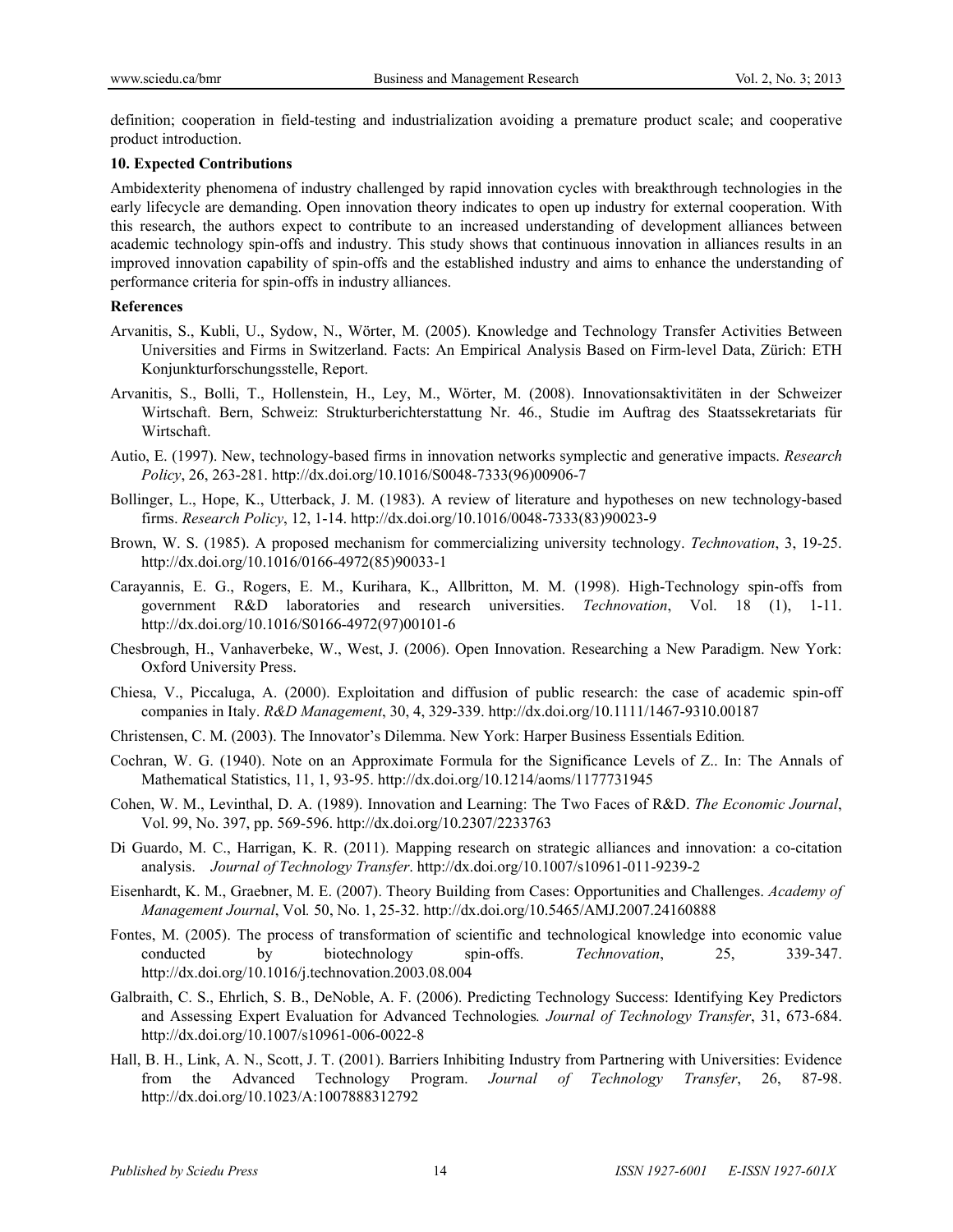definition; cooperation in field-testing and industrialization avoiding a premature product scale; and cooperative product introduction.

**10. Expected Contributions**

Ambidexterity phenomena of industry challenged by rapid innovation cycles with breakthrough technologies in the early lifecycle are demanding. Open innovation theory indicates to open up industry for external cooperation. With this research, the authors expect to contribute to an increased understanding of development alliances between academic technology spin-offs and industry. This study shows that continuous innovation in alliances results in an improved innovation capability of spin-offs and the established industry and aims to enhance the understanding of performance criteria for spin-offs in industry alliances.

**References**

Arvanitis, S., Kubli, U., Sydow, N., Wörter, M. (2005). Knowledge and Technology Transfer Activities Between Universities and Firms in Switzerland. Facts: An Empirical Analysis Based on Firm-level Data, Zürich: ETH Konjunkturforschungsstelle, Report.

Arvanitis, S., Bolli, T., Hollenstein, H., Ley, M., Wörter, M. (2008). Innovationsaktivitäten in der Schweizer Wirtschaft. Bern, Schweiz: Strukturberichterstattung Nr. 46., Studie im Auftrag des Staatssekretariats für Wirtschaft.

Autio, E. (1997). New, technology-based firms in innovation networks symplectic and generative impacts. *Research Policy*, 26, 263-281. http://dx.doi.org/10.1016/S0048-7333(96)00906-7

Bollinger, L., Hope, K., Utterback, J. M. (1983). A review of literature and hypotheses on new technology-based firms. *Research Policy*, 12, 1-14. http://dx.doi.org/10.1016/0048-7333(83)90023-9

Brown, W. S. (1985). A proposed mechanism for commercializing university technology. *Technovation*, 3, 19-25. http://dx.doi.org/10.1016/0166-4972(85)90033-1

Carayannis, E. G., Rogers, E. M., Kurihara, K., Allbritton, M. M. (1998). High-Technology spin-offs from government R&D laboratories and research universities. *Technovation*, Vol. 18 (1), 1-11. http://dx.doi.org/10.1016/S0166-4972(97)00101-6

Chesbrough, H., Vanhaverbeke, W., West, J. (2006). Open Innovation. Researching a New Paradigm. New York: Oxford University Press.

Chiesa, V., Piccaluga, A. (2000). Exploitation and diffusion of public research: the case of academic spin-off companies in Italy. *R&D Management*, 30, 4, 329-339. http://dx.doi.org/10.1111/1467-9310.00187

Christensen, C. M. (2003). The Innovator's Dilemma. New York: Harper Business Essentials Edition*.*

Cochran, W. G. (1940). Note on an Approximate Formula for the Significance Levels of Z.. In: The Annals of Mathematical Statistics, 11, 1, 93-95. http://dx.doi.org/10.1214/aoms/1177731945

Cohen, W. M., Levinthal, D. A. (1989). Innovation and Learning: The Two Faces of R&D. *The Economic Journal*, Vol. 99, No. 397, pp. 569-596. http://dx.doi.org/10.2307/2233763

Di Guardo, M. C., Harrigan, K. R. (2011). Mapping research on strategic alliances and innovation: a co-citation analysis. *Journal of Technology Transfer*. http://dx.doi.org/10.1007/s10961-011-9239-2

Eisenhardt, K. M., Graebner, M. E. (2007). Theory Building from Cases: Opportunities and Challenges. *Academy of Management Journal*, Vol*.* 50, No. 1, 25-32. http://dx.doi.org/10.5465/AMJ.2007.24160888

Fontes, M. (2005). The process of transformation of scientific and technological knowledge into economic value conducted by biotechnology spin-offs. *Technovation*, 25, 339-347. http://dx.doi.org/10.1016/j.technovation.2003.08.004

Galbraith, C. S., Ehrlich, S. B., DeNoble, A. F. (2006). Predicting Technology Success: Identifying Key Predictors and Assessing Expert Evaluation for Advanced Technologies*. Journal of Technology Transfer*, 31, 673-684. http://dx.doi.org/10.1007/s10961-006-0022-8

Hall, B. H., Link, A. N., Scott, J. T. (2001). Barriers Inhibiting Industry from Partnering with Universities: Evidence from the Advanced Technology Program. *Journal of Technology Transfer*, 26, 87-98. http://dx.doi.org/10.1023/A:1007888312792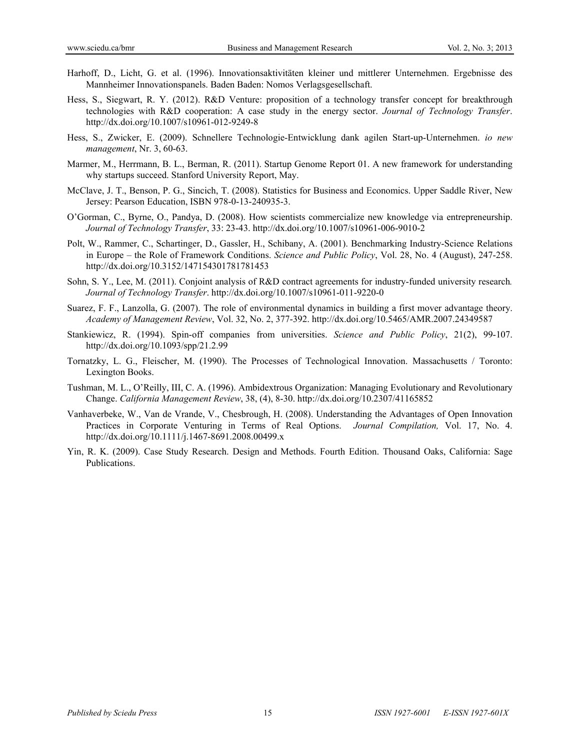Harhoff, D., Licht, G. et al. (1996). Innovationsaktivitäten kleiner und mittlerer Unternehmen. Ergebnisse des Mannheimer Innovationspanels. Baden Baden: Nomos Verlagsgesellschaft.

Hess, S., Siegwart, R. Y. (2012). R&D Venture: proposition of a technology transfer concept for breakthrough technologies with R&D cooperation: A case study in the energy sector. *Journal of Technology Transfer*. http://dx.doi.org/10.1007/s10961-012-9249-8

Hess, S., Zwicker, E. (2009). Schnellere Technologie-Entwicklung dank agilen Start-up-Unternehmen. *io new management*, Nr. 3, 60-63.

Marmer, M., Herrmann, B. L., Berman, R. (2011). Startup Genome Report 01. A new framework for understanding why startups succeed. Stanford University Report, May.

McClave, J. T., Benson, P. G., Sincich, T. (2008). Statistics for Business and Economics. Upper Saddle River, New Jersey: Pearson Education, ISBN 978-0-13-240935-3.

O'Gorman, C., Byrne, O., Pandya, D. (2008). How scientists commercialize new knowledge via entrepreneurship. *Journal of Technology Transfer*, 33: 23-43. http://dx.doi.org/10.1007/s10961-006-9010-2

Polt, W., Rammer, C., Schartinger, D., Gassler, H., Schibany, A. (2001). Benchmarking Industry-Science Relations in Europe – the Role of Framework Conditions. *Science and Public Policy*, Vol. 28, No. 4 (August), 247-258. http://dx.doi.org/10.3152/147154301781781453

Sohn, S. Y., Lee, M. (2011). Conjoint analysis of R&D contract agreements for industry-funded university research. *Journal of Technology Transfer*. http://dx.doi.org/10.1007/s10961-011-9220-0

Suarez, F. F., Lanzolla, G. (2007). The role of environmental dynamics in building a first mover advantage theory. *Academy of Management Review*, Vol. 32, No. 2, 377-392. http://dx.doi.org/10.5465/AMR.2007.24349587

Stankiewicz, R. (1994). Spin-off companies from universities. *Science and Public Policy*, 21(2), 99-107. http://dx.doi.org/10.1093/spp/21.2.99

Tornatzky, L. G., Fleischer, M. (1990). The Processes of Technological Innovation. Massachusetts / Toronto: Lexington Books.

Tushman, M. L., O'Reilly, III, C. A. (1996). Ambidextrous Organization: Managing Evolutionary and Revolutionary Change. *California Management Review*, 38, (4), 8-30. http://dx.doi.org/10.2307/41165852

Vanhaverbeke, W., Van de Vrande, V., Chesbrough, H. (2008). Understanding the Advantages of Open Innovation Practices in Corporate Venturing in Terms of Real Options. *Journal Compilation,* Vol. 17, No. 4. http://dx.doi.org/10.1111/j.1467-8691.2008.00499.x

Yin, R. K. (2009). Case Study Research. Design and Methods. Fourth Edition. Thousand Oaks, California: Sage Publications.